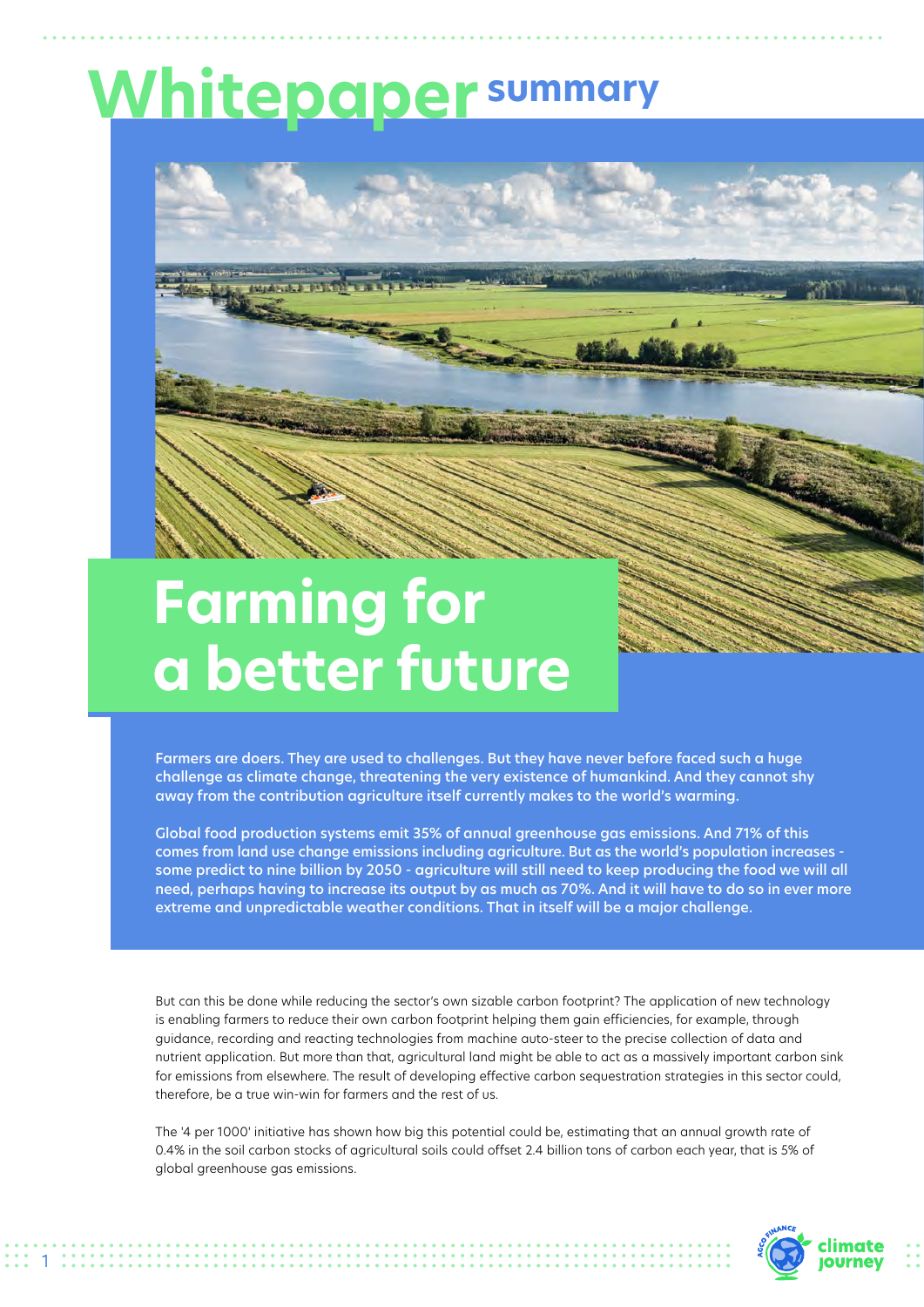# Whitepaper summary

## Farming for a better future

**Farmers are doers. They are used to challenges. But they have never before faced such a huge challenge as climate change, threatening the very existence of humankind. And they cannot shy away from the contribution agriculture itself currently makes to the world's warming.**

**Global food production systems emit 35% of annual greenhouse gas emissions. And 71% of this comes from land use change emissions including agriculture. But as the world's population increases - some predict to nine billion by 2050 - agriculture will still need to keep producing the food we will all need, perhaps having to increase its output by as much as 70%. And it will have to do so in ever more extreme and unpredictable weather conditions. That in itself will be a major challenge.**

But can this be done while reducing the sector's own sizable carbon footprint? The application of new technology is enabling farmers to reduce their own carbon footprint helping them gain efficiencies, for example, through guidance, recording and reacting technologies from machine auto-steer to the precise collection of data and nutrient application. But more than that, agricultural land might be able to act as a massively important carbon sink for emissions from elsewhere. The result of developing effective carbon sequestration strategies in this sector could, therefore, be a true win-win for farmers and the rest of us.

The '4 per 1000' initiative has shown how big this potential could be, estimating that an annual growth rate of 0.4% in the soil carbon stocks of agricultural soils could offset 2.4 billion tons of carbon each year, that is 5% of global greenhouse gas emissions.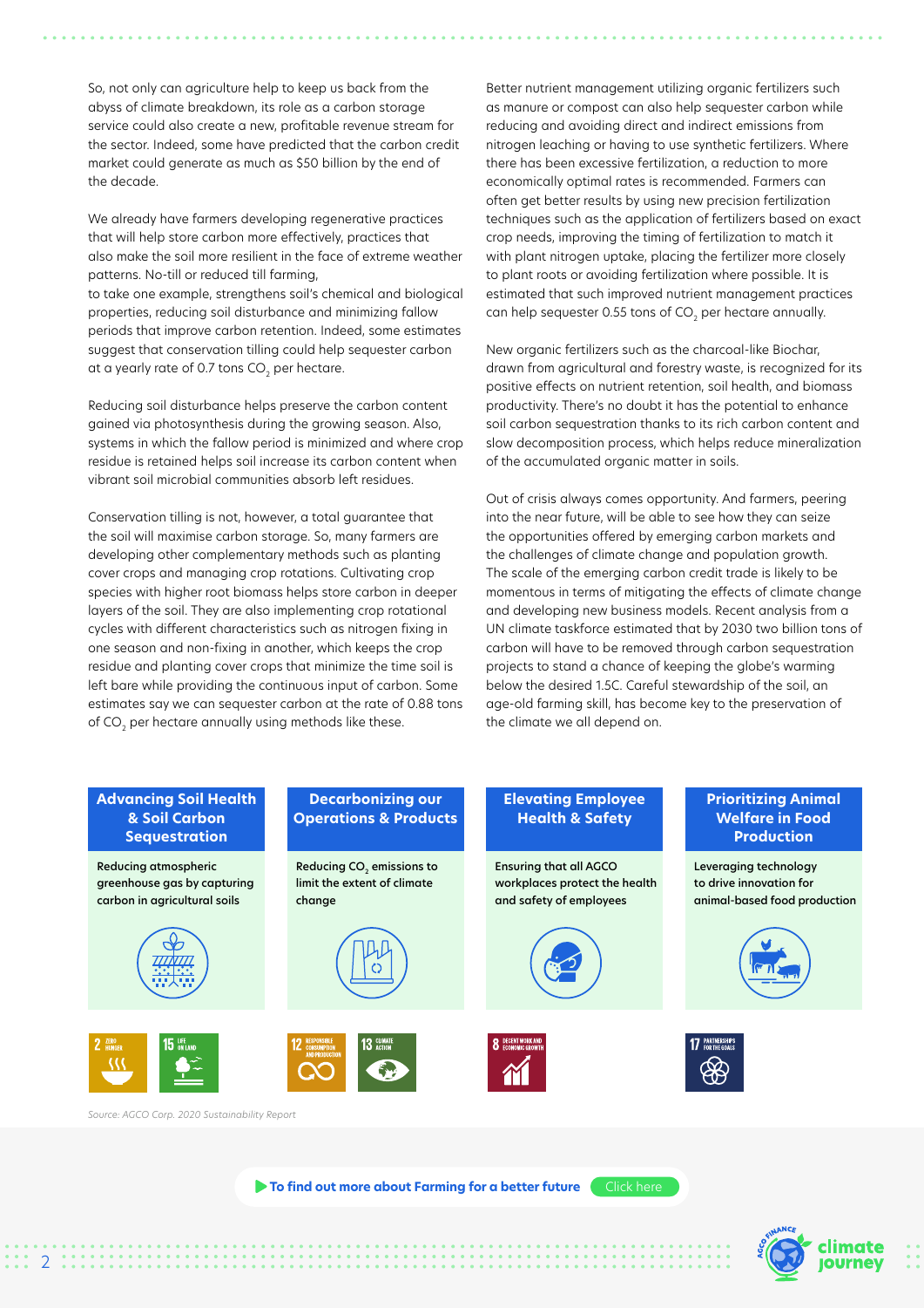So, not only can agriculture help to keep us back from the abyss of climate breakdown, its role as a carbon storage service could also create a new, profitable revenue stream for the sector. Indeed, some have predicted that the carbon credit market could generate as much as $50 billion by the end of the decade.

We already have farmers developing regenerative practices that will help store carbon more effectively, practices that also make the soil more resilient in the face of extreme weather patterns. No-till or reduced till farming,
to take one example, strengthens soil's chemical and biological properties, reducing soil disturbance and minimizing fallow periods that improve carbon retention. Indeed, some estimates suggest that conservation tilling could help sequester carbon at a yearly rate of 0.7 tons $CO_2$ per hectare.

Reducing soil disturbance helps preserve the carbon content gained via photosynthesis during the growing season. Also, systems in which the fallow period is minimized and where crop residue is retained helps soil increase its carbon content when vibrant soil microbial communities absorb left residues.

Conservation tilling is not, however, a total guarantee that the soil will maximise carbon storage. So, many farmers are developing other complementary methods such as planting cover crops and managing crop rotations. Cultivating crop species with higher root biomass helps store carbon in deeper layers of the soil. They are also implementing crop rotational cycles with different characteristics such as nitrogen fixing in one season and non-fixing in another, which keeps the crop residue and planting cover crops that minimize the time soil is left bare while providing the continuous input of carbon. Some estimates say we can sequester carbon at the rate of 0.88 tons of $CO_2$ per hectare annually using methods like these.

Better nutrient management utilizing organic fertilizers such as manure or compost can also help sequester carbon while reducing and avoiding direct and indirect emissions from nitrogen leaching or having to use synthetic fertilizers. Where there has been excessive fertilization, a reduction to more economically optimal rates is recommended. Farmers can often get better results by using new precision fertilization techniques such as the application of fertilizers based on exact crop needs, improving the timing of fertilization to match it with plant nitrogen uptake, placing the fertilizer more closely to plant roots or avoiding fertilization where possible. It is estimated that such improved nutrient management practices can help sequester 0.55 tons of $CO_2$ per hectare annually.

New organic fertilizers such as the charcoal-like Biochar, drawn from agricultural and forestry waste, is recognized for its positive effects on nutrient retention, soil health, and biomass productivity. There's no doubt it has the potential to enhance soil carbon sequestration thanks to its rich carbon content and slow decomposition process, which helps reduce mineralization of the accumulated organic matter in soils.

Out of crisis always comes opportunity. And farmers, peering into the near future, will be able to see how they can seize the opportunities offered by emerging carbon markets and the challenges of climate change and population growth. The scale of the emerging carbon credit trade is likely to be momentous in terms of mitigating the effects of climate change and developing new business models. Recent analysis from a UN climate taskforce estimated that by 2030 two billion tons of carbon will have to be removed through carbon sequestration projects to stand a chance of keeping the globe's warming below the desired 1.5C. Careful stewardship of the soil, an age-old farming skill, has become key to the preservation of the climate we all depend on.

| Advancing Soil Health & Soil Carbon Sequestration | Decarbonizing our Operations & Products | Elevating Employee Health & Safety | Prioritizing Animal Welfare in Food Production |
|---|---|---|---|
| Reducing atmospheric greenhouse gas by capturing carbon in agricultural soils | Reducing $CO_2$ emissions to limit the extent of climate change | Ensuring that all AGCO workplaces protect the health and safety of employees | Leveraging technology to drive innovation for animal-based food production |
| 2 Zero Hunger; 15 Life on Land | 12 Responsible Consumption and Production; 13 Climate Action | 8 Decent Work and Economic Growth | 17 Partnerships for the Goals |

*Source: AGCO Corp. 2020 Sustainability Report*

**To find out more about Farming for a better future** Click here